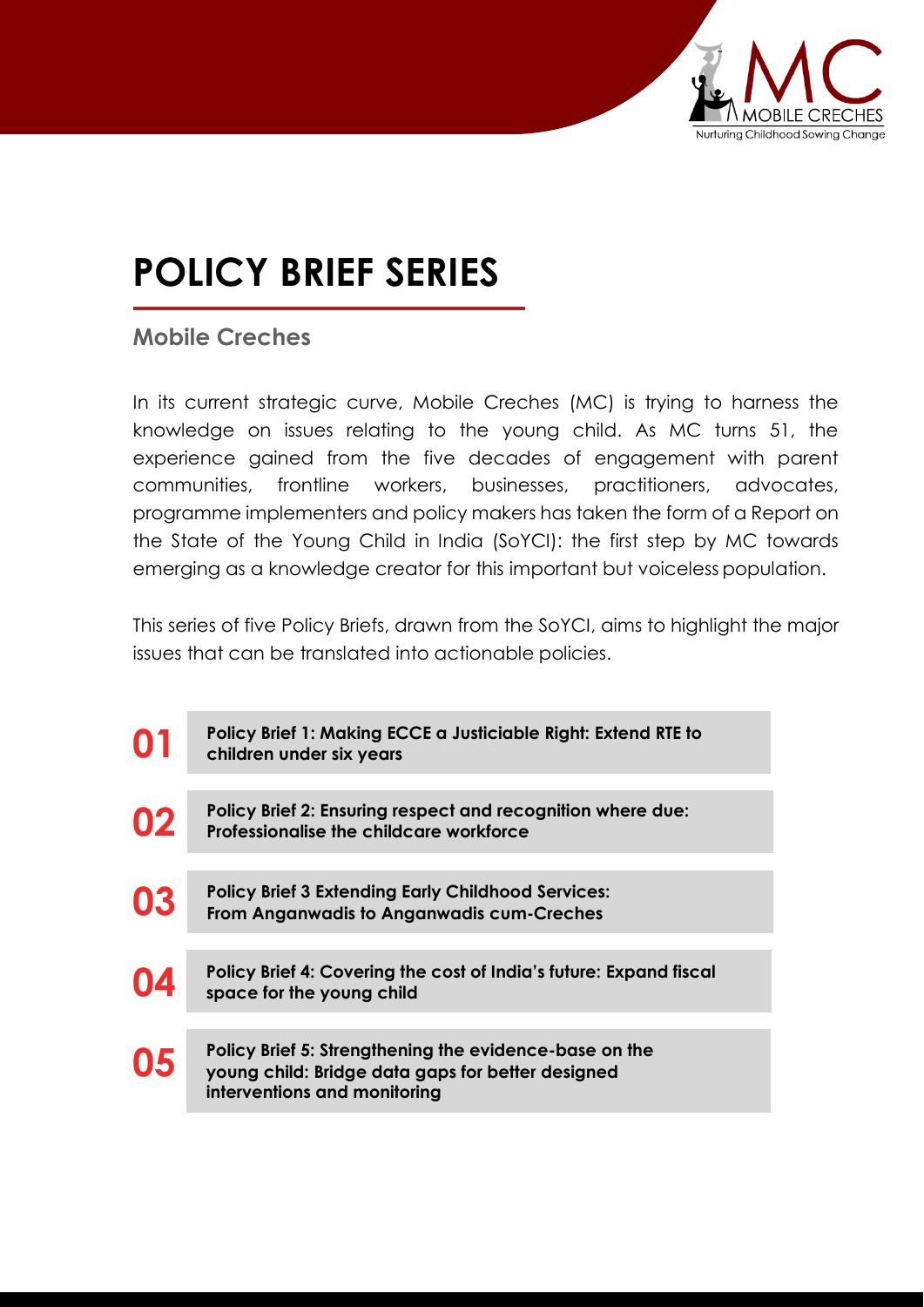# POLICY BRIEF SERIES

## Mobile Creches

In its current strategic curve, Mobile Creches (MC) is trying to harness the knowledge on issues relating to the young child. As MC turns 51, the experience gained from the five decades of engagement with parent communities, frontline workers, businesses, practitioners, advocates, programme implementers and policy makers has taken the form of a Report on the State of the Young Child in India (SoYCI): the first step by MC towards emerging as a knowledge creator for this important but voiceless population.

This series of five Policy Briefs, drawn from the SoYCI, aims to highlight the major issues that can be translated into actionable policies.

**01** **Policy Brief 1: Making ECCE a Justiciable Right: Extend RTE to children under six years**

**02** **Policy Brief 2: Ensuring respect and recognition where due: Professionalise the childcare workforce**

**03** **Policy Brief 3 Extending Early Childhood Services: From Anganwadis to Anganwadis cum-Creches**

**04** **Policy Brief 4: Covering the cost of India's future: Expand fiscal space for the young child**

**05** **Policy Brief 5: Strengthening the evidence-base on the young child: Bridge data gaps for better designed interventions and monitoring**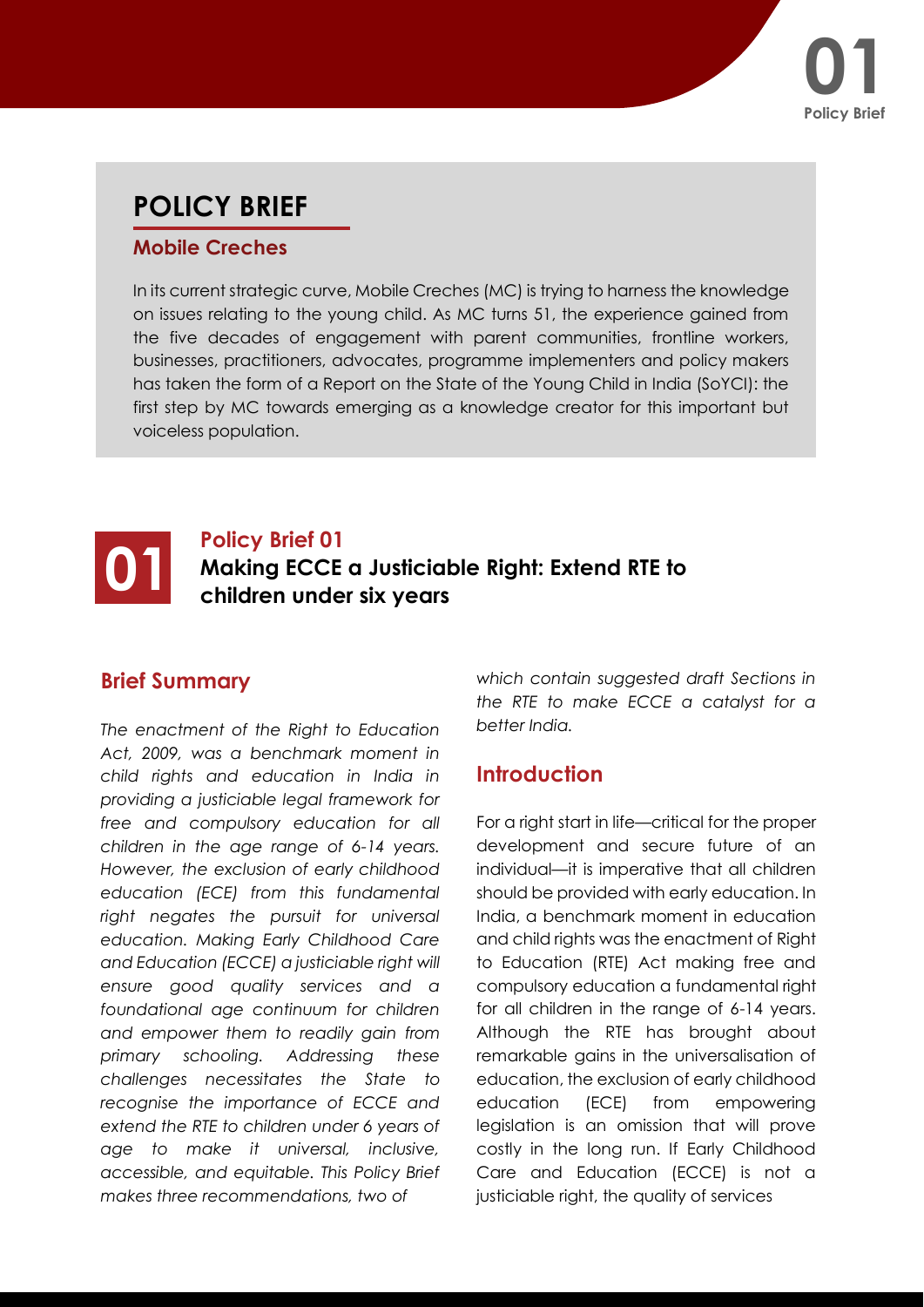# POLICY BRIEF

## Mobile Creches

In its current strategic curve, Mobile Creches (MC) is trying to harness the knowledge on issues relating to the young child. As MC turns 51, the experience gained from the five decades of engagement with parent communities, frontline workers, businesses, practitioners, advocates, programme implementers and policy makers has taken the form of a Report on the State of the Young Child in India (SoYCI): the first step by MC towards emerging as a knowledge creator for this important but voiceless population.

## 01 Policy Brief 01

## Making ECCE a Justiciable Right: Extend RTE to children under six years

### Brief Summary

*The enactment of the Right to Education Act, 2009, was a benchmark moment in child rights and education in India in providing a justiciable legal framework for free and compulsory education for all children in the age range of 6-14 years. However, the exclusion of early childhood education (ECE) from this fundamental right negates the pursuit for universal education. Making Early Childhood Care and Education (ECCE) a justiciable right will ensure good quality services and a foundational age continuum for children and empower them to readily gain from primary schooling. Addressing these challenges necessitates the State to recognise the importance of ECCE and extend the RTE to children under 6 years of age to make it universal, inclusive, accessible, and equitable. This Policy Brief makes three recommendations, two of which contain suggested draft Sections in the RTE to make ECCE a catalyst for a better India.*

### Introduction

For a right start in life—critical for the proper development and secure future of an individual—it is imperative that all children should be provided with early education. In India, a benchmark moment in education and child rights was the enactment of Right to Education (RTE) Act making free and compulsory education a fundamental right for all children in the range of 6-14 years. Although the RTE has brought about remarkable gains in the universalisation of education, the exclusion of early childhood education (ECE) from empowering legislation is an omission that will prove costly in the long run. If Early Childhood Care and Education (ECCE) is not a justiciable right, the quality of services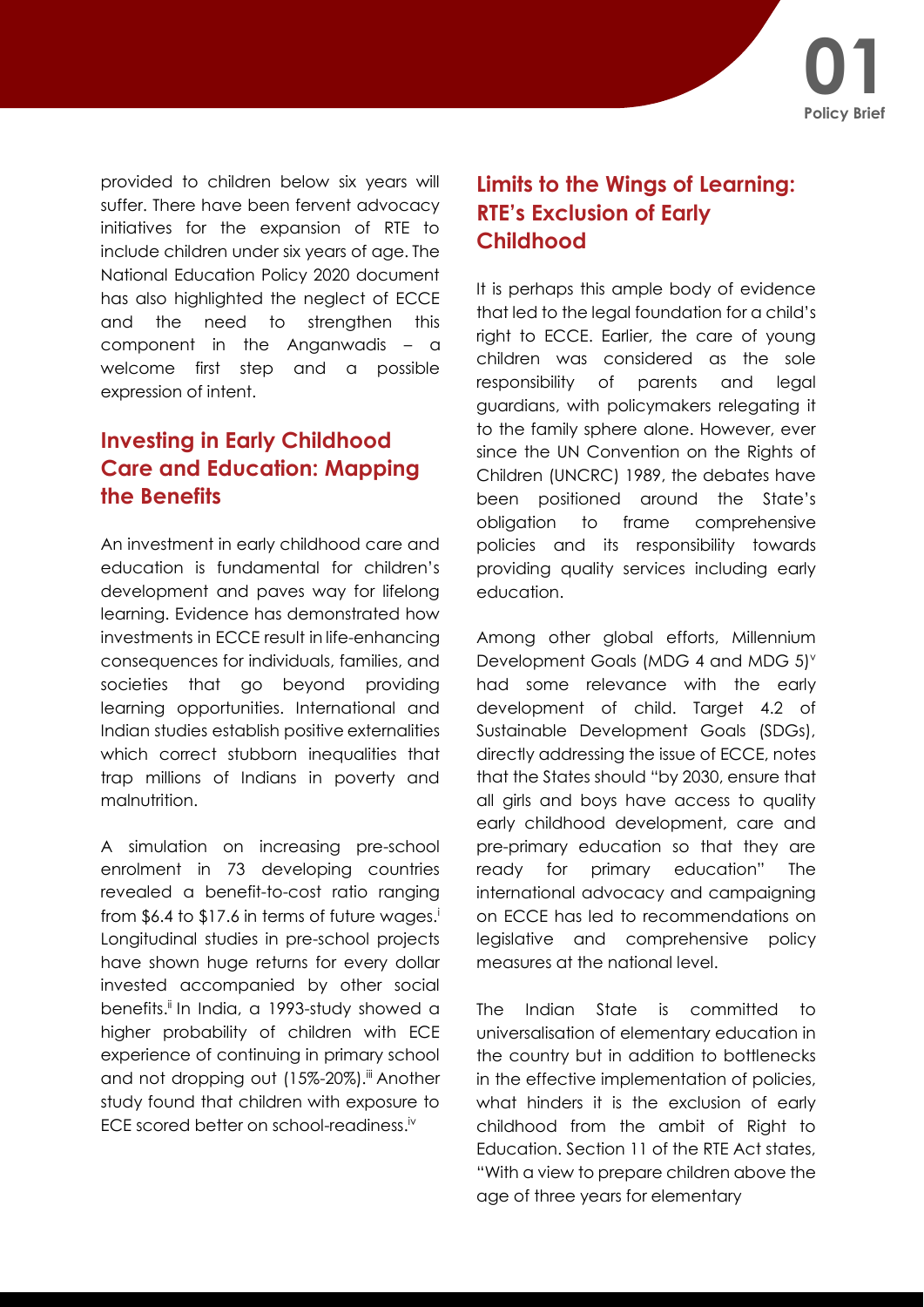provided to children below six years will suffer. There have been fervent advocacy initiatives for the expansion of RTE to include children under six years of age. The National Education Policy 2020 document has also highlighted the neglect of ECCE and the need to strengthen this component in the Anganwadis – a welcome first step and a possible expression of intent.

## Investing in Early Childhood Care and Education: Mapping the Benefits

An investment in early childhood care and education is fundamental for children's development and paves way for lifelong learning. Evidence has demonstrated how investments in ECCE result in life-enhancing consequences for individuals, families, and societies that go beyond providing learning opportunities. International and Indian studies establish positive externalities which correct stubborn inequalities that trap millions of Indians in poverty and malnutrition.

A simulation on increasing pre-school enrolment in 73 developing countries revealed a benefit-to-cost ratio ranging from \$6.4 to \$17.6 in terms of future wages.[i] Longitudinal studies in pre-school projects have shown huge returns for every dollar invested accompanied by other social benefits.[ii] In India, a 1993-study showed a higher probability of children with ECE experience of continuing in primary school and not dropping out (15%-20%).[iii] Another study found that children with exposure to ECE scored better on school-readiness.[iv]

## Limits to the Wings of Learning: RTE's Exclusion of Early Childhood

It is perhaps this ample body of evidence that led to the legal foundation for a child's right to ECCE. Earlier, the care of young children was considered as the sole responsibility of parents and legal guardians, with policymakers relegating it to the family sphere alone. However, ever since the UN Convention on the Rights of Children (UNCRC) 1989, the debates have been positioned around the State's obligation to frame comprehensive policies and its responsibility towards providing quality services including early education.

Among other global efforts, Millennium Development Goals (MDG 4 and MDG 5)[v] had some relevance with the early development of child. Target 4.2 of Sustainable Development Goals (SDGs), directly addressing the issue of ECCE, notes that the States should "by 2030, ensure that all girls and boys have access to quality early childhood development, care and pre-primary education so that they are ready for primary education" The international advocacy and campaigning on ECCE has led to recommendations on legislative and comprehensive policy measures at the national level.

The Indian State is committed to universalisation of elementary education in the country but in addition to bottlenecks in the effective implementation of policies, what hinders it is the exclusion of early childhood from the ambit of Right to Education. Section 11 of the RTE Act states, "With a view to prepare children above the age of three years for elementary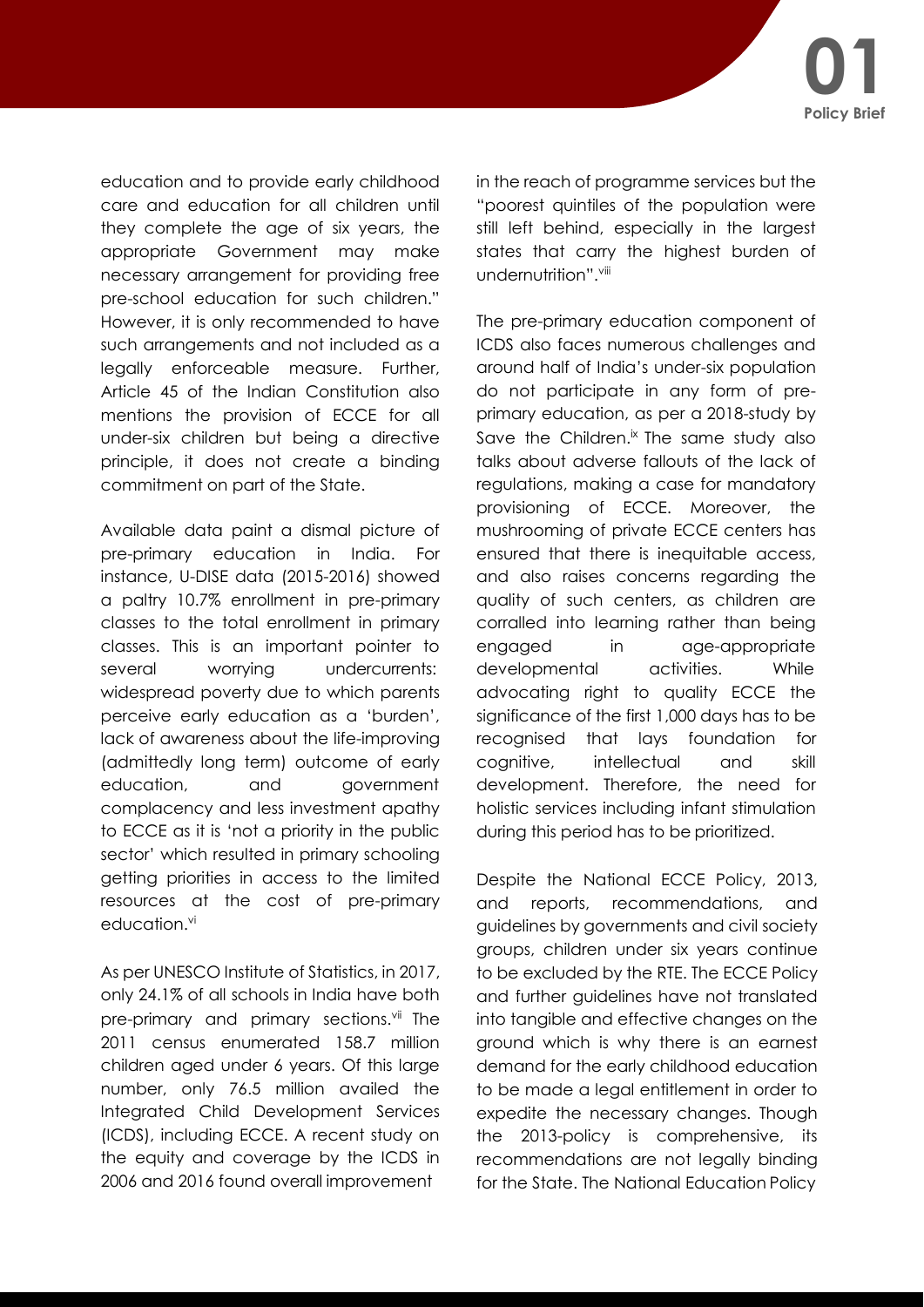education and to provide early childhood care and education for all children until they complete the age of six years, the appropriate Government may make necessary arrangement for providing free pre-school education for such children." However, it is only recommended to have such arrangements and not included as a legally enforceable measure. Further, Article 45 of the Indian Constitution also mentions the provision of ECCE for all under-six children but being a directive principle, it does not create a binding commitment on part of the State.

Available data paint a dismal picture of pre-primary education in India. For instance, U-DISE data (2015-2016) showed a paltry 10.7% enrollment in pre-primary classes to the total enrollment in primary classes. This is an important pointer to several worrying undercurrents: widespread poverty due to which parents perceive early education as a 'burden', lack of awareness about the life-improving (admittedly long term) outcome of early education, and government complacency and less investment apathy to ECCE as it is 'not a priority in the public sector' which resulted in primary schooling getting priorities in access to the limited resources at the cost of pre-primary education.[vi]

As per UNESCO Institute of Statistics, in 2017, only 24.1% of all schools in India have both pre-primary and primary sections.[vii] The 2011 census enumerated 158.7 million children aged under 6 years. Of this large number, only 76.5 million availed the Integrated Child Development Services (ICDS), including ECCE. A recent study on the equity and coverage by the ICDS in 2006 and 2016 found overall improvement in the reach of programme services but the "poorest quintiles of the population were still left behind, especially in the largest states that carry the highest burden of undernutrition".[viii]

The pre-primary education component of ICDS also faces numerous challenges and around half of India's under-six population do not participate in any form of pre-primary education, as per a 2018-study by Save the Children.[ix] The same study also talks about adverse fallouts of the lack of regulations, making a case for mandatory provisioning of ECCE. Moreover, the mushrooming of private ECCE centers has ensured that there is inequitable access, and also raises concerns regarding the quality of such centers, as children are corralled into learning rather than being engaged in age-appropriate developmental activities. While advocating right to quality ECCE the significance of the first 1,000 days has to be recognised that lays foundation for cognitive, intellectual and skill development. Therefore, the need for holistic services including infant stimulation during this period has to be prioritized.

Despite the National ECCE Policy, 2013, and reports, recommendations, and guidelines by governments and civil society groups, children under six years continue to be excluded by the RTE. The ECCE Policy and further guidelines have not translated into tangible and effective changes on the ground which is why there is an earnest demand for the early childhood education to be made a legal entitlement in order to expedite the necessary changes. Though the 2013-policy is comprehensive, its recommendations are not legally binding for the State. The National Education Policy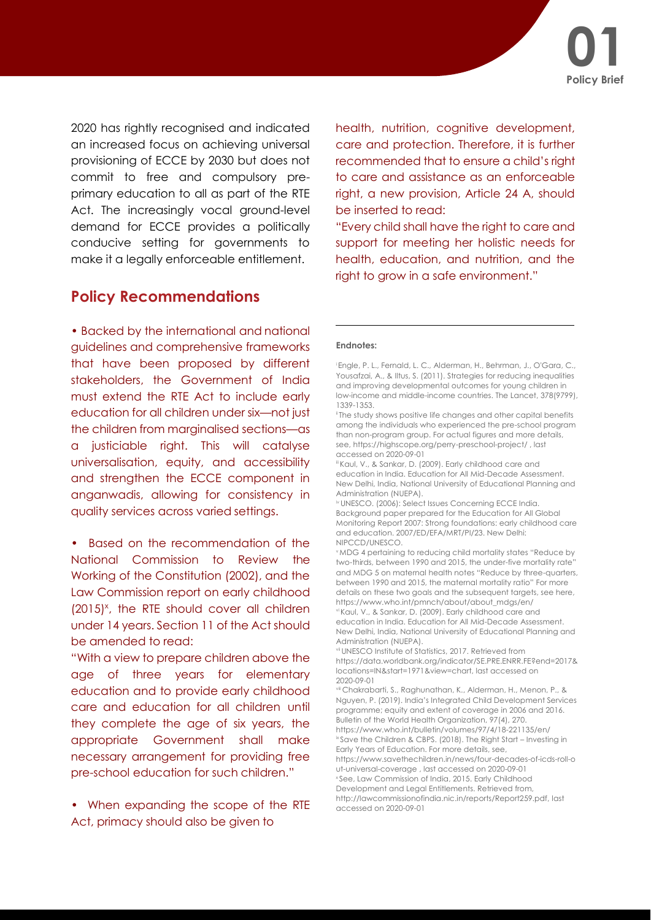2020 has rightly recognised and indicated an increased focus on achieving universal provisioning of ECCE by 2030 but does not commit to free and compulsory pre-primary education to all as part of the RTE Act. The increasingly vocal ground-level demand for ECCE provides a politically conducive setting for governments to make it a legally enforceable entitlement.

## Policy Recommendations

- Backed by the international and national guidelines and comprehensive frameworks that have been proposed by different stakeholders, the Government of India must extend the RTE Act to include early education for all children under six—not just the children from marginalised sections—as a justiciable right. This will catalyse universalisation, equity, and accessibility and strengthen the ECCE component in anganwadis, allowing for consistency in quality services across varied settings.

- Based on the recommendation of the National Commission to Review the Working of the Constitution (2002), and the Law Commission report on early childhood (2015)[x], the RTE should cover all children under 14 years. Section 11 of the Act should be amended to read:

  "With a view to prepare children above the age of three years for elementary education and to provide early childhood care and education for all children until they complete the age of six years, the appropriate Government shall make necessary arrangement for providing free pre-school education for such children."

- When expanding the scope of the RTE Act, primacy should also be given to health, nutrition, cognitive development, care and protection. Therefore, it is further recommended that to ensure a child's right to care and assistance as an enforceable right, a new provision, Article 24 A, should be inserted to read:

  "Every child shall have the right to care and support for meeting her holistic needs for health, education, and nutrition, and the right to grow in a safe environment."

---

**Endnotes:**

[i] Engle, P. L., Fernald, L. C., Alderman, H., Behrman, J., O'Gara, C., Yousafzai, A., & Iltus, S. (2011). Strategies for reducing inequalities and improving developmental outcomes for young children in low-income and middle-income countries. The Lancet, 378(9799), 1339-1353.

[ii] The study shows positive life changes and other capital benefits among the individuals who experienced the pre-school program than non-program group. For actual figures and more details, see, https://highscope.org/perry-preschool-project/ , last accessed on 2020-09-01

[iii] Kaul, V., & Sankar, D. (2009). Early childhood care and education in India. Education for All Mid-Decade Assessment. New Delhi, India, National University of Educational Planning and Administration (NUEPA).

[iv] UNESCO. (2006): Select Issues Concerning ECCE India. Background paper prepared for the Education for All Global Monitoring Report 2007: Strong foundations: early childhood care and education. 2007/ED/EFA/MRT/PI/23. New Delhi: NIPCCD/UNESCO.

[v] MDG 4 pertaining to reducing child mortality states "Reduce by two-thirds, between 1990 and 2015, the under-five mortality rate" and MDG 5 on maternal health notes "Reduce by three-quarters, between 1990 and 2015, the maternal mortality ratio" For more details on these two goals and the subsequent targets, see here, https://www.who.int/pmnch/about/about_mdgs/en/

[vi] Kaul, V., & Sankar, D. (2009). Early childhood care and education in India. Education for All Mid-Decade Assessment. New Delhi, India, National University of Educational Planning and Administration (NUEPA).

[vii] UNESCO Institute of Statistics, 2017. Retrieved from https://data.worldbank.org/indicator/SE.PRE.ENRR.FE?end=2017&locations=IN&start=1971&view=chart, last accessed on 2020-09-01

[viii] Chakrabarti, S., Raghunathan, K., Alderman, H., Menon, P., & Nguyen, P. (2019). India's Integrated Child Development Services programme; equity and extent of coverage in 2006 and 2016. Bulletin of the World Health Organization, 97(4), 270. https://www.who.int/bulletin/volumes/97/4/18-221135/en/

[ix] Save the Children & CBPS. (2018). The Right Start – Investing in Early Years of Education. For more details, see, https://www.savethechildren.in/news/four-decades-of-icds-roll-out-universal-coverage , last accessed on 2020-09-01

[x] See, Law Commission of India, 2015. Early Childhood Development and Legal Entitlements. Retrieved from, http://lawcommissionofindia.nic.in/reports/Report259.pdf, last accessed on 2020-09-01